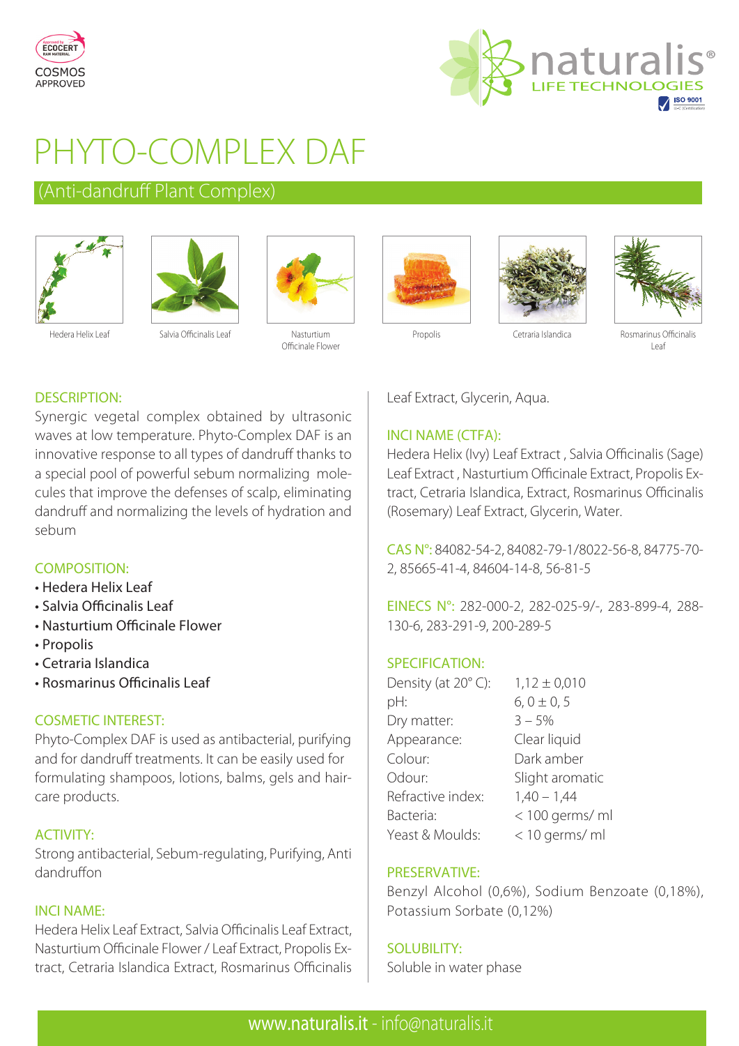ECOCERT COSMOS APPROVED

naturalis® LIFE TECHNOLOGIES — ISO 9001

# PHYTO-COMPLEX DAF

## (Anti-dandruff Plant Complex)

Hedera Helix Leaf | Salvia Officinalis Leaf | Nasturtium Officinale Flower | Propolis | Cetraria Islandica | Rosmarinus Officinalis Leaf

### DESCRIPTION:

Synergic vegetal complex obtained by ultrasonic waves at low temperature. Phyto-Complex DAF is an innovative response to all types of dandruff thanks to a special pool of powerful sebum normalizing molecules that improve the defenses of scalp, eliminating dandruff and normalizing the levels of hydration and sebum

### COMPOSITION:

- Hedera Helix Leaf
- Salvia Officinalis Leaf
- Nasturtium Officinale Flower
- Propolis
- Cetraria Islandica
- Rosmarinus Officinalis Leaf

### COSMETIC INTEREST:

Phyto-Complex DAF is used as antibacterial, purifying and for dandruff treatments. It can be easily used for formulating shampoos, lotions, balms, gels and hair-care products.

### ACTIVITY:

Strong antibacterial, Sebum-regulating, Purifying, Anti dandruffon

### INCI NAME:

Hedera Helix Leaf Extract, Salvia Officinalis Leaf Extract, Nasturtium Officinale Flower / Leaf Extract, Propolis Extract, Cetraria Islandica Extract, Rosmarinus Officinalis Leaf Extract, Glycerin, Aqua.

### INCI NAME (CTFA):

Hedera Helix (Ivy) Leaf Extract , Salvia Officinalis (Sage) Leaf Extract , Nasturtium Officinale Extract, Propolis Extract, Cetraria Islandica, Extract, Rosmarinus Officinalis (Rosemary) Leaf Extract, Glycerin, Water.

**CAS N°:** 84082-54-2, 84082-79-1/8022-56-8, 84775-70-2, 85665-41-4, 84604-14-8, 56-81-5

**EINECS N°:** 282-000-2, 282-025-9/-, 283-899-4, 288-130-6, 283-291-9, 200-289-5

### SPECIFICATION:

| | |
|---|---|
| Density (at 20° C): | 1,12 ± 0,010 |
| pH: | 6, 0 ± 0, 5 |
| Dry matter: | 3 – 5% |
| Appearance: | Clear liquid |
| Colour: | Dark amber |
| Odour: | Slight aromatic |
| Refractive index: | 1,40 – 1,44 |
| Bacteria: | < 100 germs/ ml |
| Yeast & Moulds: | < 10 germs/ ml |

### PRESERVATIVE:

Benzyl Alcohol (0,6%), Sodium Benzoate (0,18%), Potassium Sorbate (0,12%)

### SOLUBILITY:

Soluble in water phase

www.naturalis.it - info@naturalis.it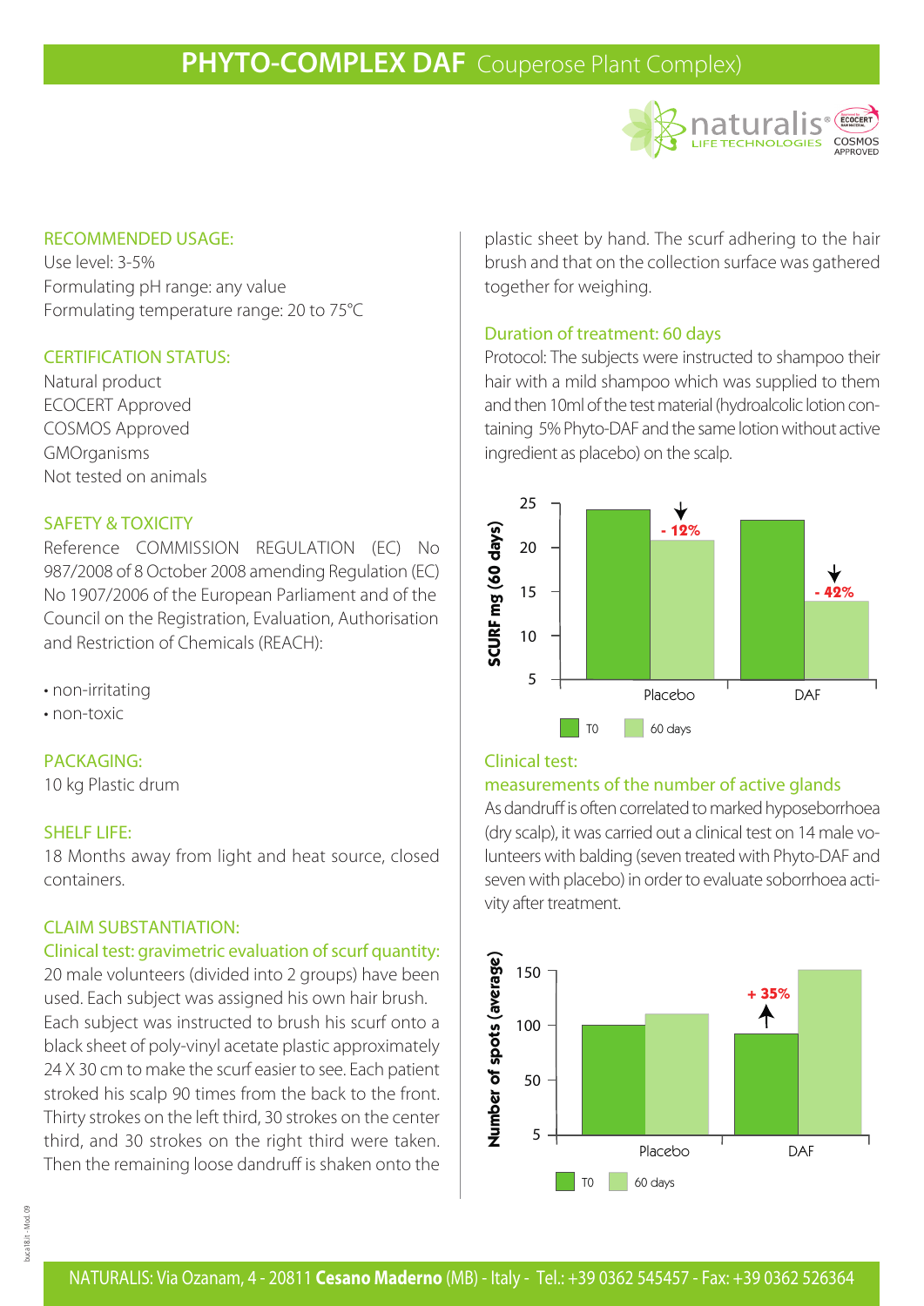# PHYTO-COMPLEX DAF Couperose Plant Complex)

naturalis® LIFE TECHNOLOGIES ECOCERT COSMOS APPROVED

## RECOMMENDED USAGE:

Use level: 3-5%
Formulating pH range: any value
Formulating temperature range: 20 to 75°C

## CERTIFICATION STATUS:

Natural product
ECOCERT Approved
COSMOS Approved
GMOrganisms
Not tested on animals

## SAFETY & TOXICITY

Reference COMMISSION REGULATION (EC) No 987/2008 of 8 October 2008 amending Regulation (EC) No 1907/2006 of the European Parliament and of the Council on the Registration, Evaluation, Authorisation and Restriction of Chemicals (REACH):

- non-irritating
- non-toxic

## PACKAGING:

10 kg Plastic drum

## SHELF LIFE:

18 Months away from light and heat source, closed containers.

## CLAIM SUBSTANTIATION:

### Clinical test: gravimetric evaluation of scurf quantity:

20 male volunteers (divided into 2 groups) have been used. Each subject was assigned his own hair brush. Each subject was instructed to brush his scurf onto a black sheet of poly-vinyl acetate plastic approximately 24 X 30 cm to make the scurf easier to see. Each patient stroked his scalp 90 times from the back to the front. Thirty strokes on the left third, 30 strokes on the center third, and 30 strokes on the right third were taken. Then the remaining loose dandruff is shaken onto the plastic sheet by hand. The scurf adhering to the hair brush and that on the collection surface was gathered together for weighing.

### Duration of treatment: 60 days

Protocol: The subjects were instructed to shampoo their hair with a mild shampoo which was supplied to them and then 10ml of the test material (hydroalcolic lotion containing 5% Phyto-DAF and the same lotion without active ingredient as placebo) on the scalp.

SCURF mg (60 days)
25
20
15
10
5
- 12%
- 42%
Placebo
DAF
T0
60 days

### Clinical test: measurements of the number of active glands

As dandruff is often correlated to marked hyposeborrhoea (dry scalp), it was carried out a clinical test on 14 male volunteers with balding (seven treated with Phyto-DAF and seven with placebo) in order to evaluate soborrhoea activity after treatment.

Number of spots (average)
150
100
50
5
+ 35%
Placebo
DAF
T0
60 days

NATURALIS: Via Ozanam, 4 - 20811 **Cesano Maderno** (MB) - Italy - Tel.: +39 0362 545457 - Fax: +39 0362 526364